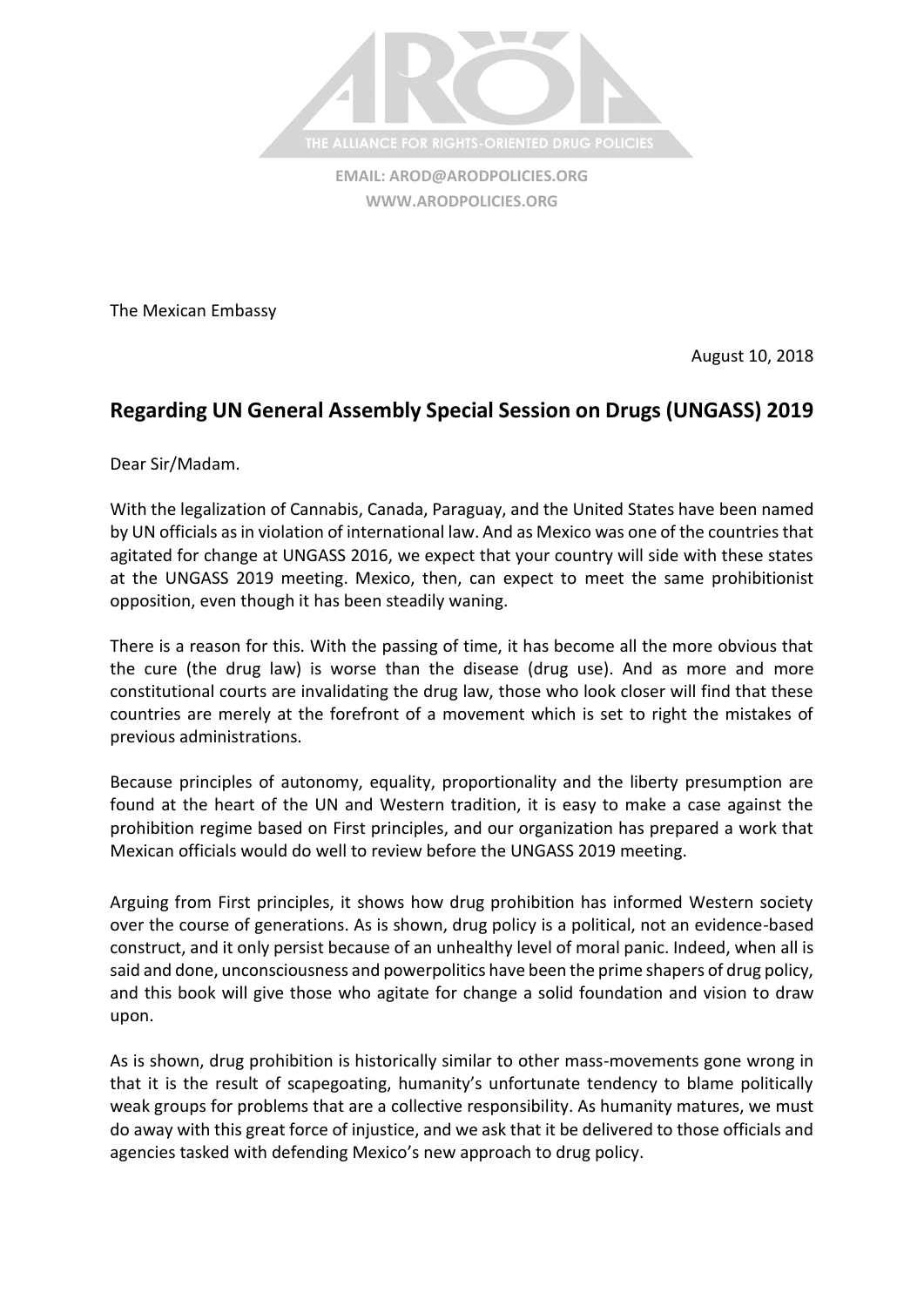THE ALLIANCE FOR RIGHTS-ORIENTED DRUG POLICIES

**EMAIL: AROD@ARODPOLICIES.ORG**
**WWW.ARODPOLICIES.ORG**

The Mexican Embassy

August 10, 2018

## Regarding UN General Assembly Special Session on Drugs (UNGASS) 2019

Dear Sir/Madam.

With the legalization of Cannabis, Canada, Paraguay, and the United States have been named by UN officials as in violation of international law. And as Mexico was one of the countries that agitated for change at UNGASS 2016, we expect that your country will side with these states at the UNGASS 2019 meeting. Mexico, then, can expect to meet the same prohibitionist opposition, even though it has been steadily waning.

There is a reason for this. With the passing of time, it has become all the more obvious that the cure (the drug law) is worse than the disease (drug use). And as more and more constitutional courts are invalidating the drug law, those who look closer will find that these countries are merely at the forefront of a movement which is set to right the mistakes of previous administrations.

Because principles of autonomy, equality, proportionality and the liberty presumption are found at the heart of the UN and Western tradition, it is easy to make a case against the prohibition regime based on First principles, and our organization has prepared a work that Mexican officials would do well to review before the UNGASS 2019 meeting.

Arguing from First principles, it shows how drug prohibition has informed Western society over the course of generations. As is shown, drug policy is a political, not an evidence-based construct, and it only persist because of an unhealthy level of moral panic. Indeed, when all is said and done, unconsciousness and powerpolitics have been the prime shapers of drug policy, and this book will give those who agitate for change a solid foundation and vision to draw upon.

As is shown, drug prohibition is historically similar to other mass-movements gone wrong in that it is the result of scapegoating, humanity's unfortunate tendency to blame politically weak groups for problems that are a collective responsibility. As humanity matures, we must do away with this great force of injustice, and we ask that it be delivered to those officials and agencies tasked with defending Mexico's new approach to drug policy.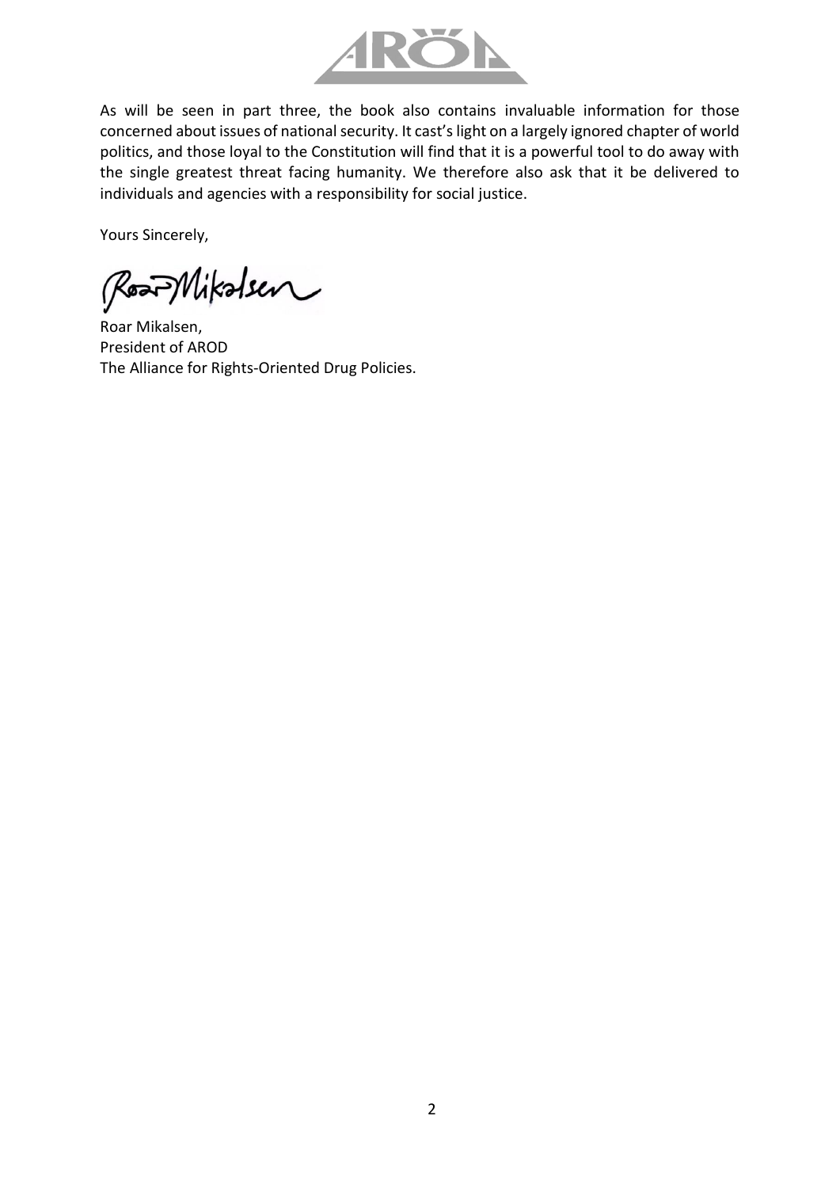As will be seen in part three, the book also contains invaluable information for those concerned about issues of national security. It cast's light on a largely ignored chapter of world politics, and those loyal to the Constitution will find that it is a powerful tool to do away with the single greatest threat facing humanity. We therefore also ask that it be delivered to individuals and agencies with a responsibility for social justice.

Yours Sincerely,

Roar Mikalsen,
President of AROD
The Alliance for Rights-Oriented Drug Policies.